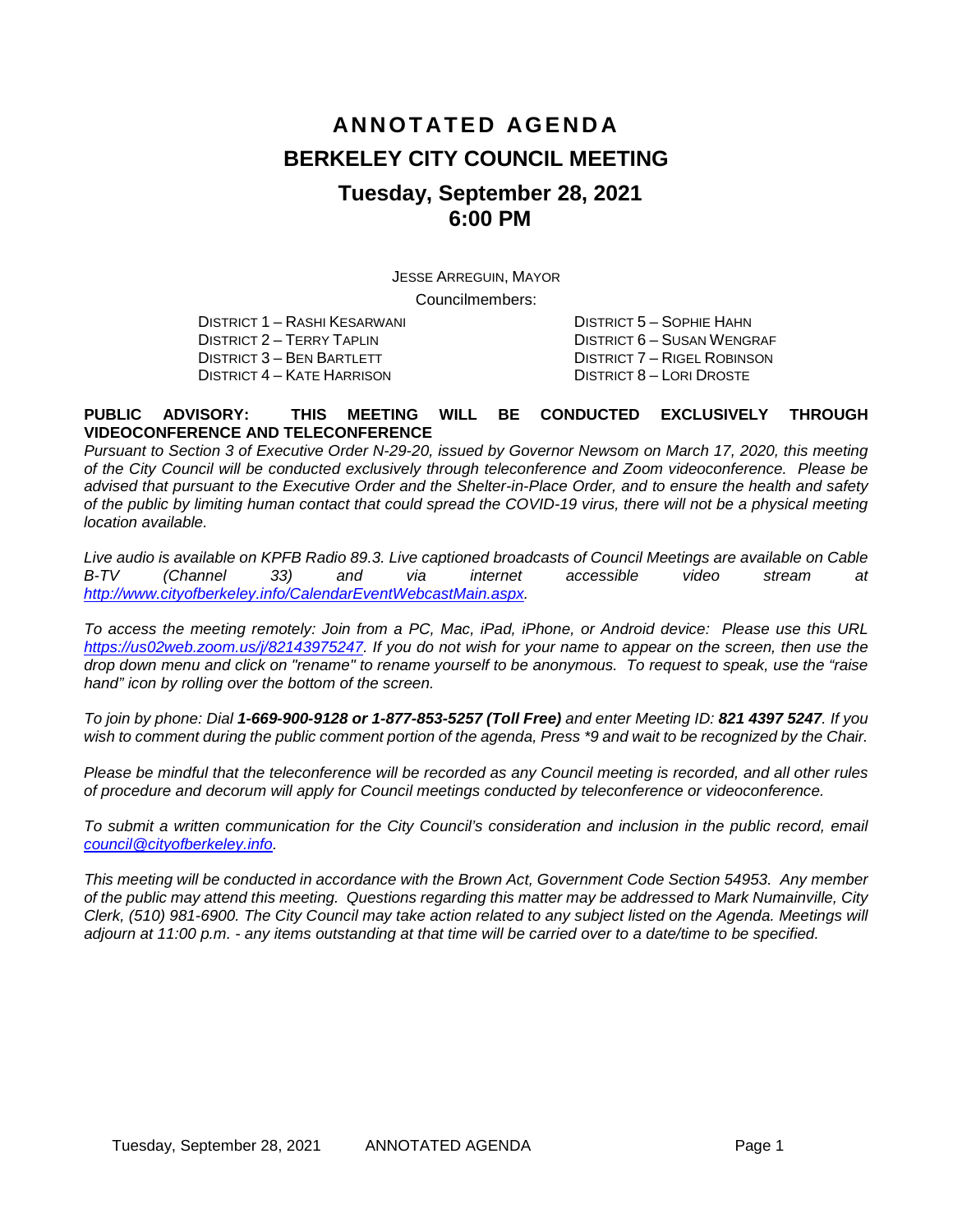# ANNOTATED AGENDA

# BERKELEY CITY COUNCIL MEETING

## Tuesday, September 28, 2021
## 6:00 PM

JESSE ARREGUIN, MAYOR

Councilmembers:

DISTRICT 1 – RASHI KESARWANI
DISTRICT 2 – TERRY TAPLIN
DISTRICT 3 – BEN BARTLETT
DISTRICT 4 – KATE HARRISON
DISTRICT 5 – SOPHIE HAHN
DISTRICT 6 – SUSAN WENGRAF
DISTRICT 7 – RIGEL ROBINSON
DISTRICT 8 – LORI DROSTE

**PUBLIC ADVISORY: THIS MEETING WILL BE CONDUCTED EXCLUSIVELY THROUGH VIDEOCONFERENCE AND TELECONFERENCE**

*Pursuant to Section 3 of Executive Order N-29-20, issued by Governor Newsom on March 17, 2020, this meeting of the City Council will be conducted exclusively through teleconference and Zoom videoconference. Please be advised that pursuant to the Executive Order and the Shelter-in-Place Order, and to ensure the health and safety of the public by limiting human contact that could spread the COVID-19 virus, there will not be a physical meeting location available.*

*Live audio is available on KPFB Radio 89.3. Live captioned broadcasts of Council Meetings are available on Cable B-TV (Channel 33) and via internet accessible video stream at http://www.cityofberkeley.info/CalendarEventWebcastMain.aspx.*

*To access the meeting remotely: Join from a PC, Mac, iPad, iPhone, or Android device: Please use this URL https://us02web.zoom.us/j/82143975247. If you do not wish for your name to appear on the screen, then use the drop down menu and click on "rename" to rename yourself to be anonymous. To request to speak, use the "raise hand" icon by rolling over the bottom of the screen.*

*To join by phone: Dial **1-669-900-9128 or 1-877-853-5257 (Toll Free)** and enter Meeting ID: **821 4397 5247**. If you wish to comment during the public comment portion of the agenda, Press \*9 and wait to be recognized by the Chair.*

*Please be mindful that the teleconference will be recorded as any Council meeting is recorded, and all other rules of procedure and decorum will apply for Council meetings conducted by teleconference or videoconference.*

*To submit a written communication for the City Council's consideration and inclusion in the public record, email council@cityofberkeley.info.*

*This meeting will be conducted in accordance with the Brown Act, Government Code Section 54953. Any member of the public may attend this meeting. Questions regarding this matter may be addressed to Mark Numainville, City Clerk, (510) 981-6900. The City Council may take action related to any subject listed on the Agenda. Meetings will adjourn at 11:00 p.m. - any items outstanding at that time will be carried over to a date/time to be specified.*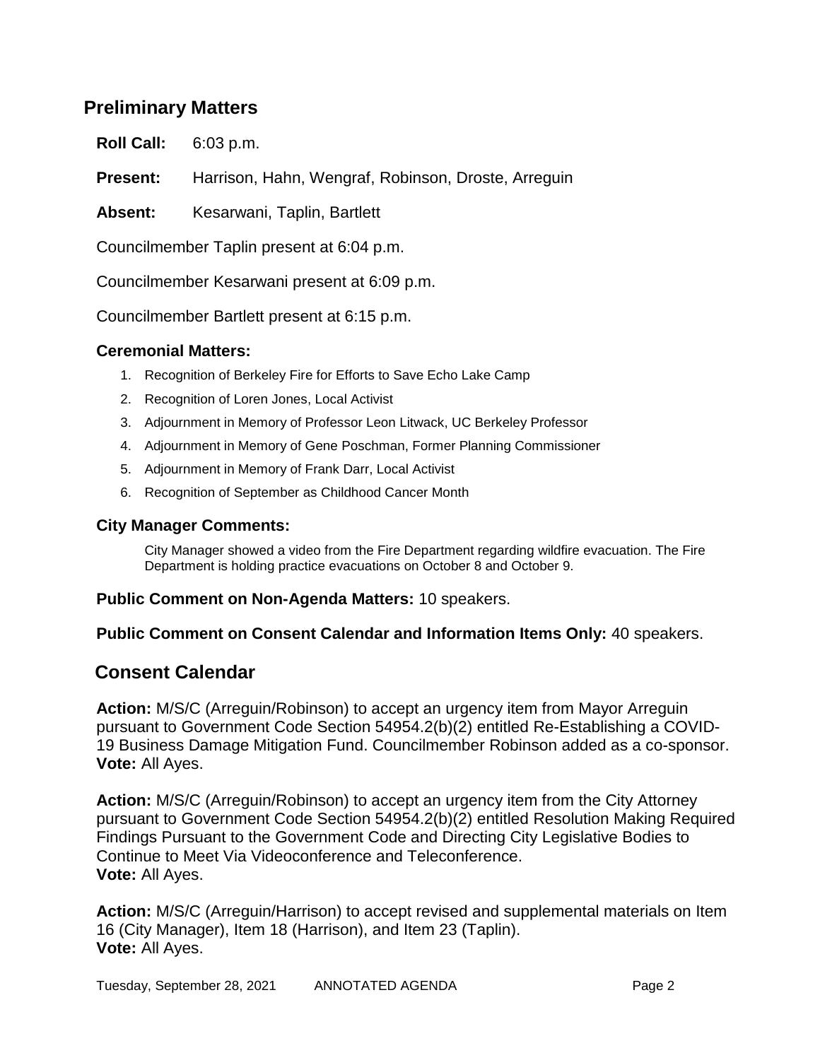## Preliminary Matters

**Roll Call:** 6:03 p.m.

**Present:** Harrison, Hahn, Wengraf, Robinson, Droste, Arreguin

**Absent:** Kesarwani, Taplin, Bartlett

Councilmember Taplin present at 6:04 p.m.

Councilmember Kesarwani present at 6:09 p.m.

Councilmember Bartlett present at 6:15 p.m.

### Ceremonial Matters:

1. Recognition of Berkeley Fire for Efforts to Save Echo Lake Camp
2. Recognition of Loren Jones, Local Activist
3. Adjournment in Memory of Professor Leon Litwack, UC Berkeley Professor
4. Adjournment in Memory of Gene Poschman, Former Planning Commissioner
5. Adjournment in Memory of Frank Darr, Local Activist
6. Recognition of September as Childhood Cancer Month

### City Manager Comments:

City Manager showed a video from the Fire Department regarding wildfire evacuation. The Fire Department is holding practice evacuations on October 8 and October 9.

**Public Comment on Non-Agenda Matters:** 10 speakers.

**Public Comment on Consent Calendar and Information Items Only:** 40 speakers.

## Consent Calendar

**Action:** M/S/C (Arreguin/Robinson) to accept an urgency item from Mayor Arreguin pursuant to Government Code Section 54954.2(b)(2) entitled Re-Establishing a COVID-19 Business Damage Mitigation Fund. Councilmember Robinson added as a co-sponsor.
**Vote:** All Ayes.

**Action:** M/S/C (Arreguin/Robinson) to accept an urgency item from the City Attorney pursuant to Government Code Section 54954.2(b)(2) entitled Resolution Making Required Findings Pursuant to the Government Code and Directing City Legislative Bodies to Continue to Meet Via Videoconference and Teleconference.
**Vote:** All Ayes.

**Action:** M/S/C (Arreguin/Harrison) to accept revised and supplemental materials on Item 16 (City Manager), Item 18 (Harrison), and Item 23 (Taplin).
**Vote:** All Ayes.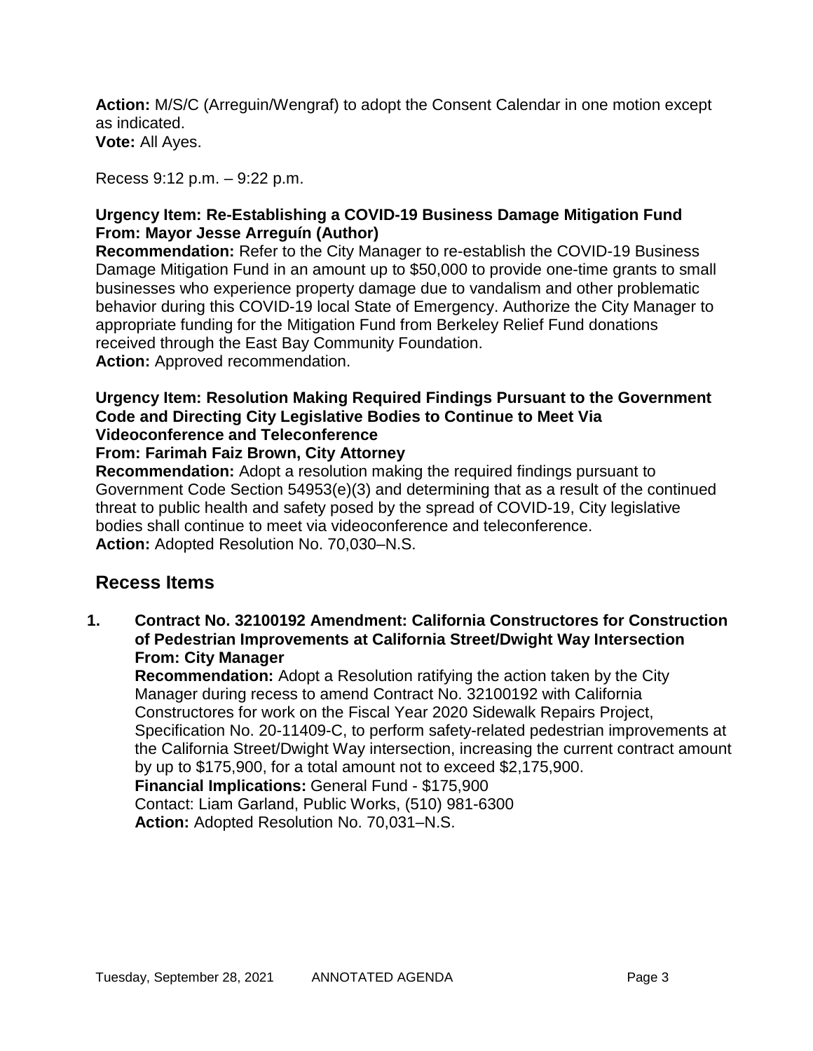**Action:** M/S/C (Arreguin/Wengraf) to adopt the Consent Calendar in one motion except as indicated.
**Vote:** All Ayes.

Recess 9:12 p.m. – 9:22 p.m.

**Urgency Item: Re-Establishing a COVID-19 Business Damage Mitigation Fund**
**From: Mayor Jesse Arreguín (Author)**
**Recommendation:** Refer to the City Manager to re-establish the COVID-19 Business Damage Mitigation Fund in an amount up to $50,000 to provide one-time grants to small businesses who experience property damage due to vandalism and other problematic behavior during this COVID-19 local State of Emergency. Authorize the City Manager to appropriate funding for the Mitigation Fund from Berkeley Relief Fund donations received through the East Bay Community Foundation.
**Action:** Approved recommendation.

**Urgency Item: Resolution Making Required Findings Pursuant to the Government Code and Directing City Legislative Bodies to Continue to Meet Via Videoconference and Teleconference**
**From: Farimah Faiz Brown, City Attorney**
**Recommendation:** Adopt a resolution making the required findings pursuant to Government Code Section 54953(e)(3) and determining that as a result of the continued threat to public health and safety posed by the spread of COVID-19, City legislative bodies shall continue to meet via videoconference and teleconference.
**Action:** Adopted Resolution No. 70,030–N.S.

## Recess Items

1. **Contract No. 32100192 Amendment: California Constructores for Construction of Pedestrian Improvements at California Street/Dwight Way Intersection**
   **From: City Manager**
   **Recommendation:** Adopt a Resolution ratifying the action taken by the City Manager during recess to amend Contract No. 32100192 with California Constructores for work on the Fiscal Year 2020 Sidewalk Repairs Project, Specification No. 20-11409-C, to perform safety-related pedestrian improvements at the California Street/Dwight Way intersection, increasing the current contract amount by up to $175,900, for a total amount not to exceed $2,175,900.
   **Financial Implications:** General Fund - $175,900
   Contact: Liam Garland, Public Works, (510) 981-6300
   **Action:** Adopted Resolution No. 70,031–N.S.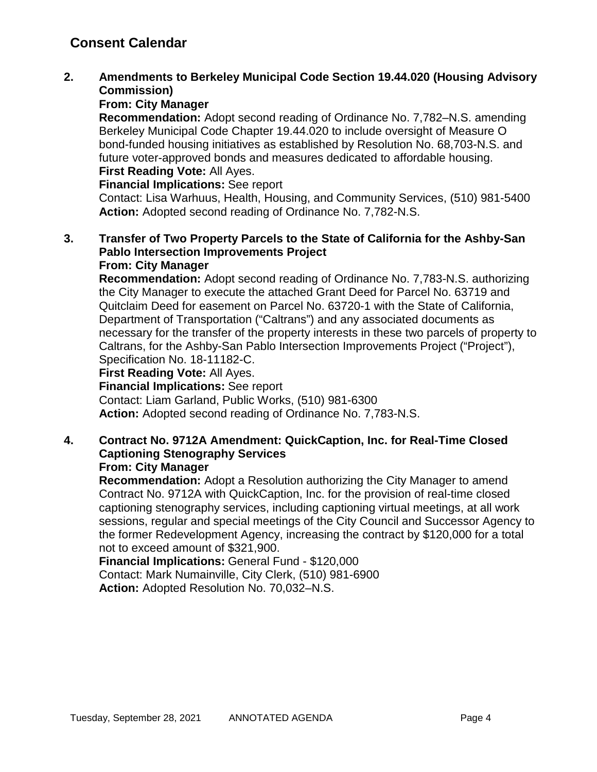## Consent Calendar

**2. Amendments to Berkeley Municipal Code Section 19.44.020 (Housing Advisory Commission)**
**From: City Manager**
**Recommendation:** Adopt second reading of Ordinance No. 7,782–N.S. amending Berkeley Municipal Code Chapter 19.44.020 to include oversight of Measure O bond-funded housing initiatives as established by Resolution No. 68,703-N.S. and future voter-approved bonds and measures dedicated to affordable housing.
**First Reading Vote:** All Ayes.
**Financial Implications:** See report
Contact: Lisa Warhuus, Health, Housing, and Community Services, (510) 981-5400
**Action:** Adopted second reading of Ordinance No. 7,782-N.S.

**3. Transfer of Two Property Parcels to the State of California for the Ashby-San Pablo Intersection Improvements Project**
**From: City Manager**
**Recommendation:** Adopt second reading of Ordinance No. 7,783-N.S. authorizing the City Manager to execute the attached Grant Deed for Parcel No. 63719 and Quitclaim Deed for easement on Parcel No. 63720-1 with the State of California, Department of Transportation ("Caltrans") and any associated documents as necessary for the transfer of the property interests in these two parcels of property to Caltrans, for the Ashby-San Pablo Intersection Improvements Project ("Project"), Specification No. 18-11182-C.
**First Reading Vote:** All Ayes.
**Financial Implications:** See report
Contact: Liam Garland, Public Works, (510) 981-6300
**Action:** Adopted second reading of Ordinance No. 7,783-N.S.

**4. Contract No. 9712A Amendment: QuickCaption, Inc. for Real-Time Closed Captioning Stenography Services**
**From: City Manager**
**Recommendation:** Adopt a Resolution authorizing the City Manager to amend Contract No. 9712A with QuickCaption, Inc. for the provision of real-time closed captioning stenography services, including captioning virtual meetings, at all work sessions, regular and special meetings of the City Council and Successor Agency to the former Redevelopment Agency, increasing the contract by $120,000 for a total not to exceed amount of $321,900.
**Financial Implications:** General Fund - $120,000
Contact: Mark Numainville, City Clerk, (510) 981-6900
**Action:** Adopted Resolution No. 70,032–N.S.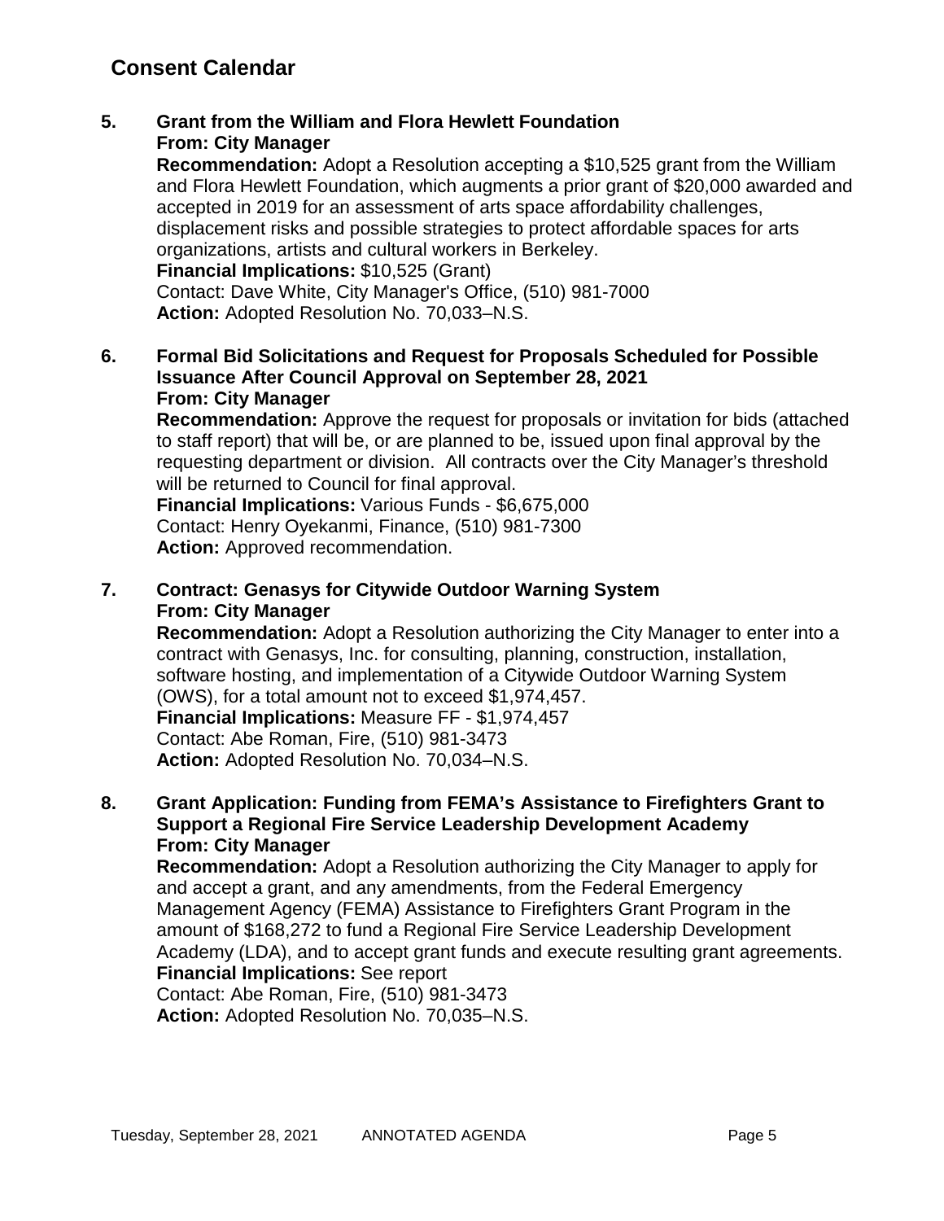## Consent Calendar

**5. Grant from the William and Flora Hewlett Foundation**
**From: City Manager**
**Recommendation:** Adopt a Resolution accepting a $10,525 grant from the William and Flora Hewlett Foundation, which augments a prior grant of $20,000 awarded and accepted in 2019 for an assessment of arts space affordability challenges, displacement risks and possible strategies to protect affordable spaces for arts organizations, artists and cultural workers in Berkeley.
**Financial Implications:** $10,525 (Grant)
Contact: Dave White, City Manager's Office, (510) 981-7000
**Action:** Adopted Resolution No. 70,033–N.S.

**6. Formal Bid Solicitations and Request for Proposals Scheduled for Possible Issuance After Council Approval on September 28, 2021**
**From: City Manager**
**Recommendation:** Approve the request for proposals or invitation for bids (attached to staff report) that will be, or are planned to be, issued upon final approval by the requesting department or division. All contracts over the City Manager's threshold will be returned to Council for final approval.
**Financial Implications:** Various Funds - $6,675,000
Contact: Henry Oyekanmi, Finance, (510) 981-7300
**Action:** Approved recommendation.

**7. Contract: Genasys for Citywide Outdoor Warning System**
**From: City Manager**
**Recommendation:** Adopt a Resolution authorizing the City Manager to enter into a contract with Genasys, Inc. for consulting, planning, construction, installation, software hosting, and implementation of a Citywide Outdoor Warning System (OWS), for a total amount not to exceed $1,974,457.
**Financial Implications:** Measure FF - $1,974,457
Contact: Abe Roman, Fire, (510) 981-3473
**Action:** Adopted Resolution No. 70,034–N.S.

**8. Grant Application: Funding from FEMA's Assistance to Firefighters Grant to Support a Regional Fire Service Leadership Development Academy**
**From: City Manager**
**Recommendation:** Adopt a Resolution authorizing the City Manager to apply for and accept a grant, and any amendments, from the Federal Emergency Management Agency (FEMA) Assistance to Firefighters Grant Program in the amount of $168,272 to fund a Regional Fire Service Leadership Development Academy (LDA), and to accept grant funds and execute resulting grant agreements.
**Financial Implications:** See report
Contact: Abe Roman, Fire, (510) 981-3473
**Action:** Adopted Resolution No. 70,035–N.S.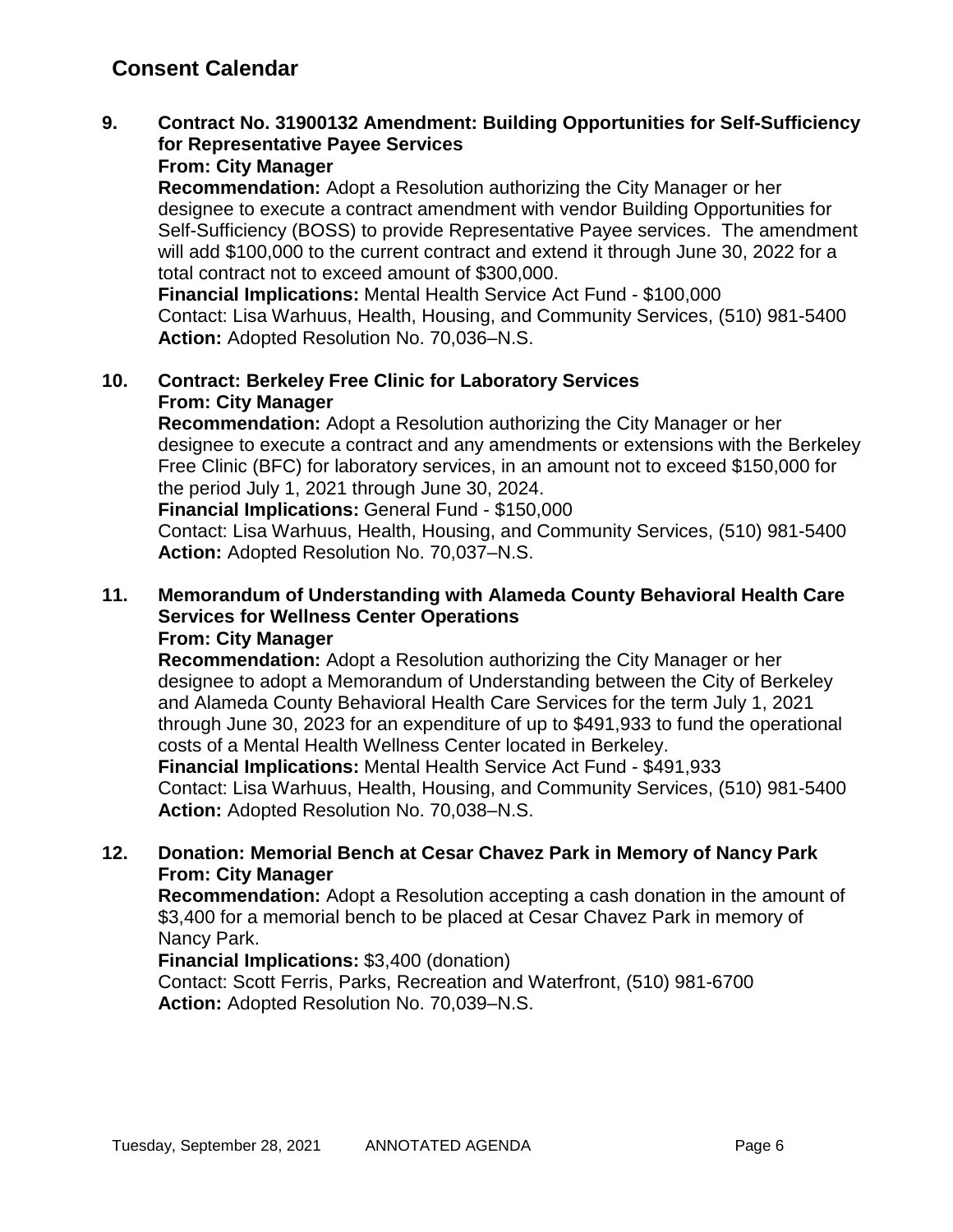## Consent Calendar

**9. Contract No. 31900132 Amendment: Building Opportunities for Self-Sufficiency for Representative Payee Services**
**From: City Manager**
**Recommendation:** Adopt a Resolution authorizing the City Manager or her designee to execute a contract amendment with vendor Building Opportunities for Self-Sufficiency (BOSS) to provide Representative Payee services. The amendment will add $100,000 to the current contract and extend it through June 30, 2022 for a total contract not to exceed amount of $300,000.
**Financial Implications:** Mental Health Service Act Fund - $100,000
Contact: Lisa Warhuus, Health, Housing, and Community Services, (510) 981-5400
**Action:** Adopted Resolution No. 70,036–N.S.

**10. Contract: Berkeley Free Clinic for Laboratory Services**
**From: City Manager**
**Recommendation:** Adopt a Resolution authorizing the City Manager or her designee to execute a contract and any amendments or extensions with the Berkeley Free Clinic (BFC) for laboratory services, in an amount not to exceed $150,000 for the period July 1, 2021 through June 30, 2024.
**Financial Implications:** General Fund - $150,000
Contact: Lisa Warhuus, Health, Housing, and Community Services, (510) 981-5400
**Action:** Adopted Resolution No. 70,037–N.S.

**11. Memorandum of Understanding with Alameda County Behavioral Health Care Services for Wellness Center Operations**
**From: City Manager**
**Recommendation:** Adopt a Resolution authorizing the City Manager or her designee to adopt a Memorandum of Understanding between the City of Berkeley and Alameda County Behavioral Health Care Services for the term July 1, 2021 through June 30, 2023 for an expenditure of up to $491,933 to fund the operational costs of a Mental Health Wellness Center located in Berkeley.
**Financial Implications:** Mental Health Service Act Fund - $491,933
Contact: Lisa Warhuus, Health, Housing, and Community Services, (510) 981-5400
**Action:** Adopted Resolution No. 70,038–N.S.

**12. Donation: Memorial Bench at Cesar Chavez Park in Memory of Nancy Park**
**From: City Manager**
**Recommendation:** Adopt a Resolution accepting a cash donation in the amount of $3,400 for a memorial bench to be placed at Cesar Chavez Park in memory of Nancy Park.
**Financial Implications:** $3,400 (donation)
Contact: Scott Ferris, Parks, Recreation and Waterfront, (510) 981-6700
**Action:** Adopted Resolution No. 70,039–N.S.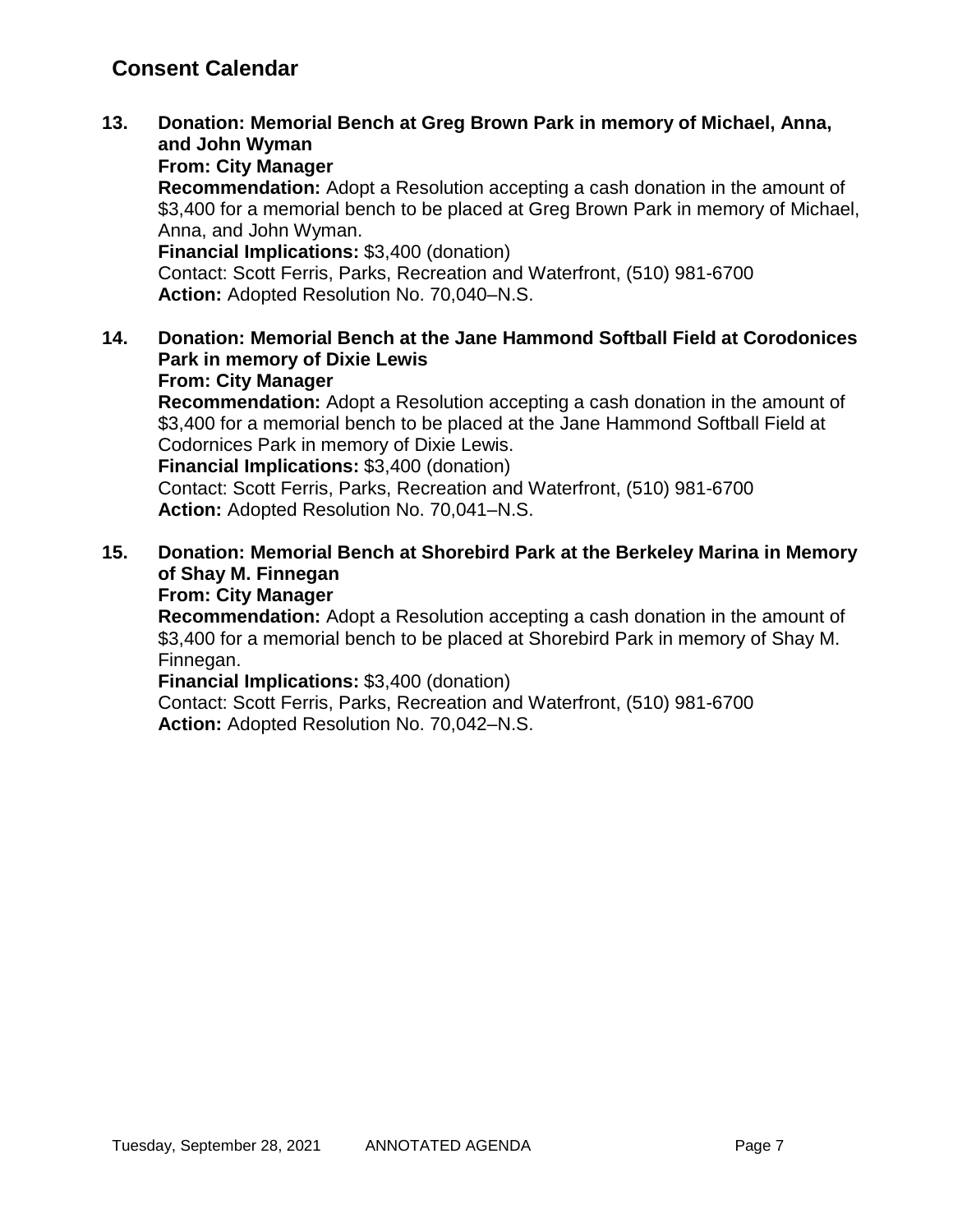## Consent Calendar

**13. Donation: Memorial Bench at Greg Brown Park in memory of Michael, Anna, and John Wyman**
**From: City Manager**
**Recommendation:** Adopt a Resolution accepting a cash donation in the amount of $3,400 for a memorial bench to be placed at Greg Brown Park in memory of Michael, Anna, and John Wyman.
**Financial Implications:** $3,400 (donation)
Contact: Scott Ferris, Parks, Recreation and Waterfront, (510) 981-6700
**Action:** Adopted Resolution No. 70,040–N.S.

**14. Donation: Memorial Bench at the Jane Hammond Softball Field at Corodonices Park in memory of Dixie Lewis**
**From: City Manager**
**Recommendation:** Adopt a Resolution accepting a cash donation in the amount of $3,400 for a memorial bench to be placed at the Jane Hammond Softball Field at Codornices Park in memory of Dixie Lewis.
**Financial Implications:** $3,400 (donation)
Contact: Scott Ferris, Parks, Recreation and Waterfront, (510) 981-6700
**Action:** Adopted Resolution No. 70,041–N.S.

**15. Donation: Memorial Bench at Shorebird Park at the Berkeley Marina in Memory of Shay M. Finnegan**
**From: City Manager**
**Recommendation:** Adopt a Resolution accepting a cash donation in the amount of $3,400 for a memorial bench to be placed at Shorebird Park in memory of Shay M. Finnegan.
**Financial Implications:** $3,400 (donation)
Contact: Scott Ferris, Parks, Recreation and Waterfront, (510) 981-6700
**Action:** Adopted Resolution No. 70,042–N.S.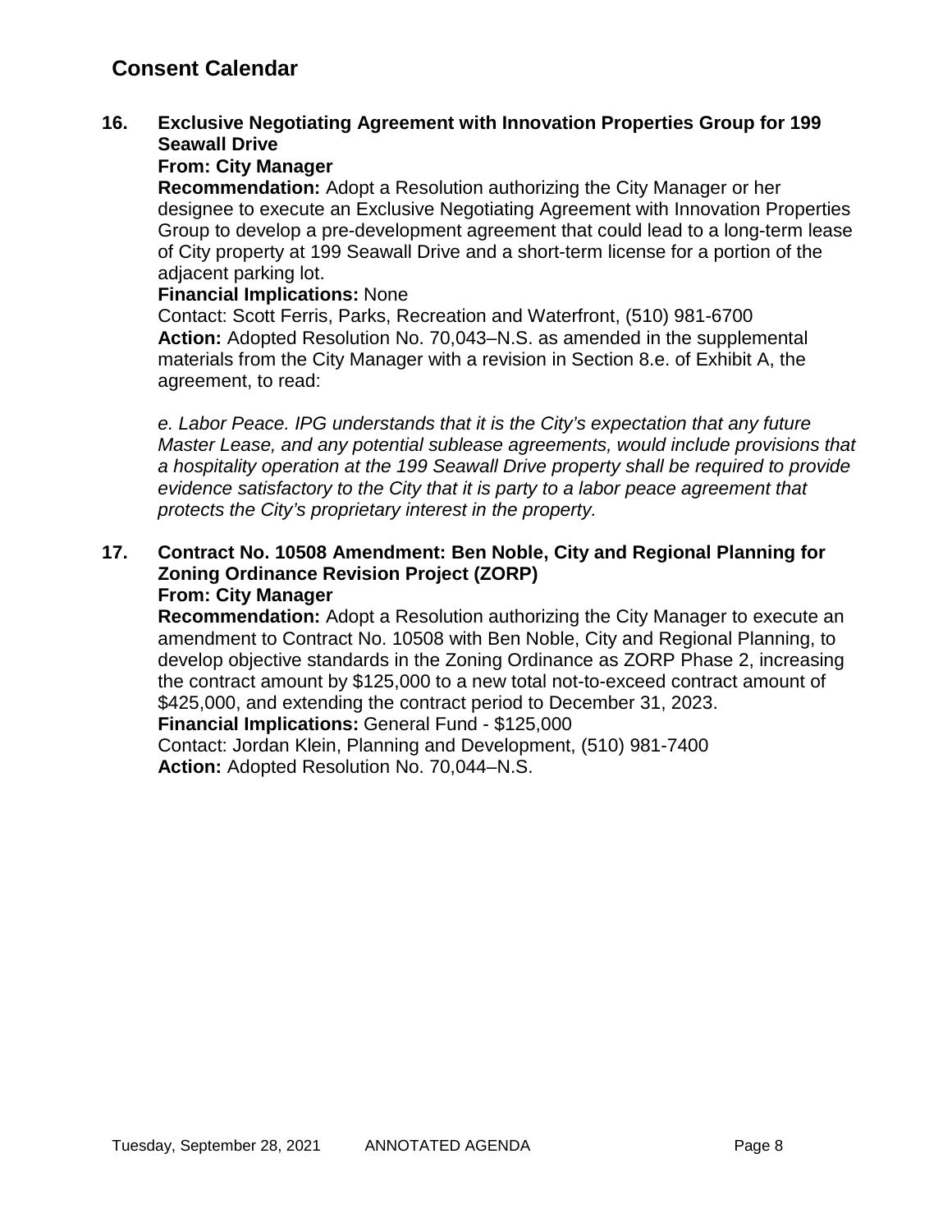## Consent Calendar

**16. Exclusive Negotiating Agreement with Innovation Properties Group for 199 Seawall Drive**

**From: City Manager**

**Recommendation:** Adopt a Resolution authorizing the City Manager or her designee to execute an Exclusive Negotiating Agreement with Innovation Properties Group to develop a pre-development agreement that could lead to a long-term lease of City property at 199 Seawall Drive and a short-term license for a portion of the adjacent parking lot.

**Financial Implications:** None

Contact: Scott Ferris, Parks, Recreation and Waterfront, (510) 981-6700

**Action:** Adopted Resolution No. 70,043–N.S. as amended in the supplemental materials from the City Manager with a revision in Section 8.e. of Exhibit A, the agreement, to read:

*e. Labor Peace. IPG understands that it is the City's expectation that any future Master Lease, and any potential sublease agreements, would include provisions that a hospitality operation at the 199 Seawall Drive property shall be required to provide evidence satisfactory to the City that it is party to a labor peace agreement that protects the City's proprietary interest in the property.*

**17. Contract No. 10508 Amendment: Ben Noble, City and Regional Planning for Zoning Ordinance Revision Project (ZORP)**

**From: City Manager**

**Recommendation:** Adopt a Resolution authorizing the City Manager to execute an amendment to Contract No. 10508 with Ben Noble, City and Regional Planning, to develop objective standards in the Zoning Ordinance as ZORP Phase 2, increasing the contract amount by $125,000 to a new total not-to-exceed contract amount of $425,000, and extending the contract period to December 31, 2023.

**Financial Implications:** General Fund - $125,000

Contact: Jordan Klein, Planning and Development, (510) 981-7400

**Action:** Adopted Resolution No. 70,044–N.S.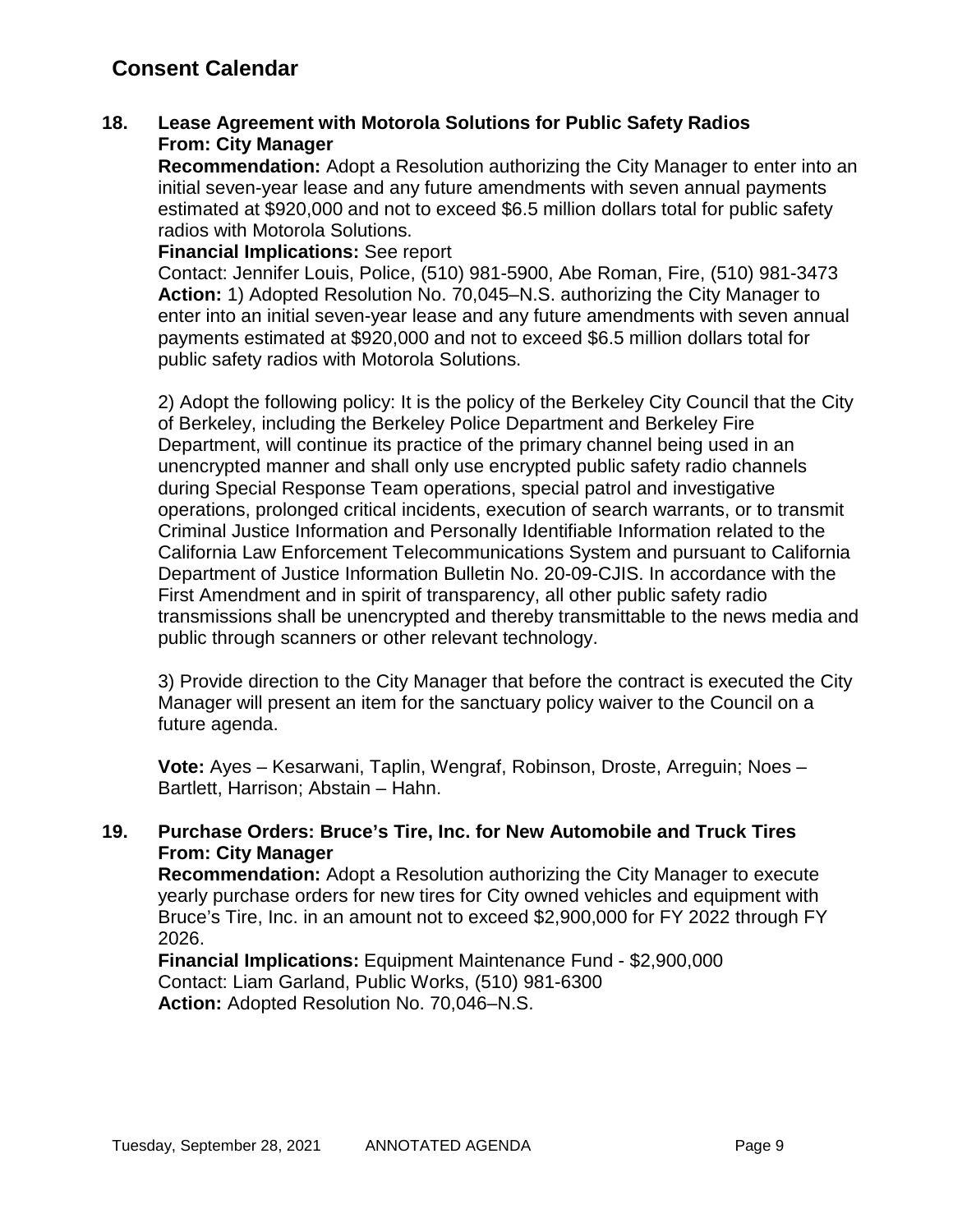## Consent Calendar

**18. Lease Agreement with Motorola Solutions for Public Safety Radios**
**From: City Manager**

**Recommendation:** Adopt a Resolution authorizing the City Manager to enter into an initial seven-year lease and any future amendments with seven annual payments estimated at $920,000 and not to exceed $6.5 million dollars total for public safety radios with Motorola Solutions.

**Financial Implications:** See report

Contact: Jennifer Louis, Police, (510) 981-5900, Abe Roman, Fire, (510) 981-3473

**Action:** 1) Adopted Resolution No. 70,045–N.S. authorizing the City Manager to enter into an initial seven-year lease and any future amendments with seven annual payments estimated at $920,000 and not to exceed $6.5 million dollars total for public safety radios with Motorola Solutions.

2) Adopt the following policy: It is the policy of the Berkeley City Council that the City of Berkeley, including the Berkeley Police Department and Berkeley Fire Department, will continue its practice of the primary channel being used in an unencrypted manner and shall only use encrypted public safety radio channels during Special Response Team operations, special patrol and investigative operations, prolonged critical incidents, execution of search warrants, or to transmit Criminal Justice Information and Personally Identifiable Information related to the California Law Enforcement Telecommunications System and pursuant to California Department of Justice Information Bulletin No. 20-09-CJIS. In accordance with the First Amendment and in spirit of transparency, all other public safety radio transmissions shall be unencrypted and thereby transmittable to the news media and public through scanners or other relevant technology.

3) Provide direction to the City Manager that before the contract is executed the City Manager will present an item for the sanctuary policy waiver to the Council on a future agenda.

**Vote:** Ayes – Kesarwani, Taplin, Wengraf, Robinson, Droste, Arreguin; Noes – Bartlett, Harrison; Abstain – Hahn.

**19. Purchase Orders: Bruce's Tire, Inc. for New Automobile and Truck Tires**
**From: City Manager**

**Recommendation:** Adopt a Resolution authorizing the City Manager to execute yearly purchase orders for new tires for City owned vehicles and equipment with Bruce's Tire, Inc. in an amount not to exceed $2,900,000 for FY 2022 through FY 2026.

**Financial Implications:** Equipment Maintenance Fund - $2,900,000

Contact: Liam Garland, Public Works, (510) 981-6300

**Action:** Adopted Resolution No. 70,046–N.S.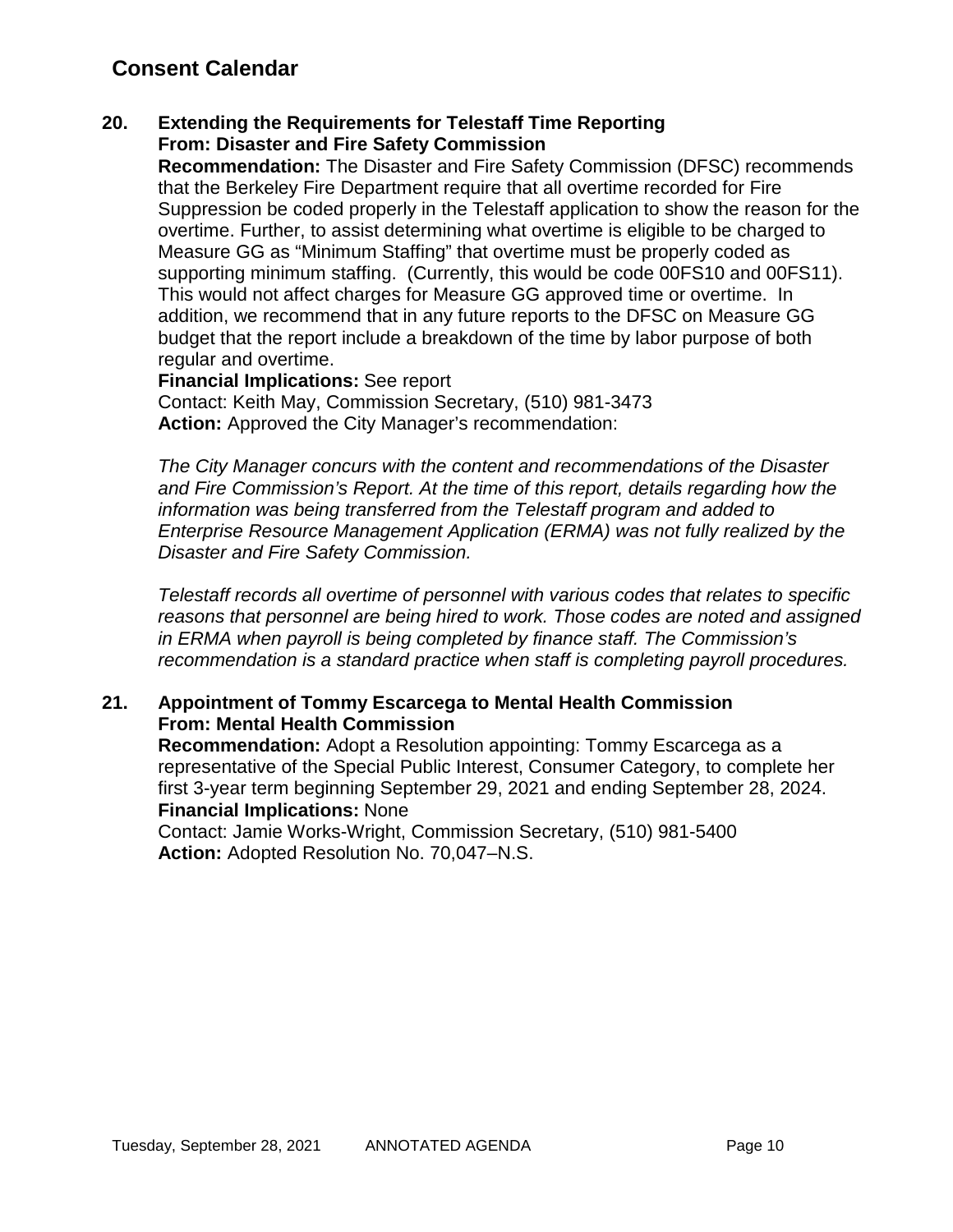## Consent Calendar

**20. Extending the Requirements for Telestaff Time Reporting**
**From: Disaster and Fire Safety Commission**

**Recommendation:** The Disaster and Fire Safety Commission (DFSC) recommends that the Berkeley Fire Department require that all overtime recorded for Fire Suppression be coded properly in the Telestaff application to show the reason for the overtime. Further, to assist determining what overtime is eligible to be charged to Measure GG as "Minimum Staffing" that overtime must be properly coded as supporting minimum staffing. (Currently, this would be code 00FS10 and 00FS11). This would not affect charges for Measure GG approved time or overtime. In addition, we recommend that in any future reports to the DFSC on Measure GG budget that the report include a breakdown of the time by labor purpose of both regular and overtime.

**Financial Implications:** See report

Contact: Keith May, Commission Secretary, (510) 981-3473

**Action:** Approved the City Manager's recommendation:

*The City Manager concurs with the content and recommendations of the Disaster and Fire Commission's Report. At the time of this report, details regarding how the information was being transferred from the Telestaff program and added to Enterprise Resource Management Application (ERMA) was not fully realized by the Disaster and Fire Safety Commission.*

*Telestaff records all overtime of personnel with various codes that relates to specific reasons that personnel are being hired to work. Those codes are noted and assigned in ERMA when payroll is being completed by finance staff. The Commission's recommendation is a standard practice when staff is completing payroll procedures.*

**21. Appointment of Tommy Escarcega to Mental Health Commission**
**From: Mental Health Commission**

**Recommendation:** Adopt a Resolution appointing: Tommy Escarcega as a representative of the Special Public Interest, Consumer Category, to complete her first 3-year term beginning September 29, 2021 and ending September 28, 2024.

**Financial Implications:** None

Contact: Jamie Works-Wright, Commission Secretary, (510) 981-5400

**Action:** Adopted Resolution No. 70,047–N.S.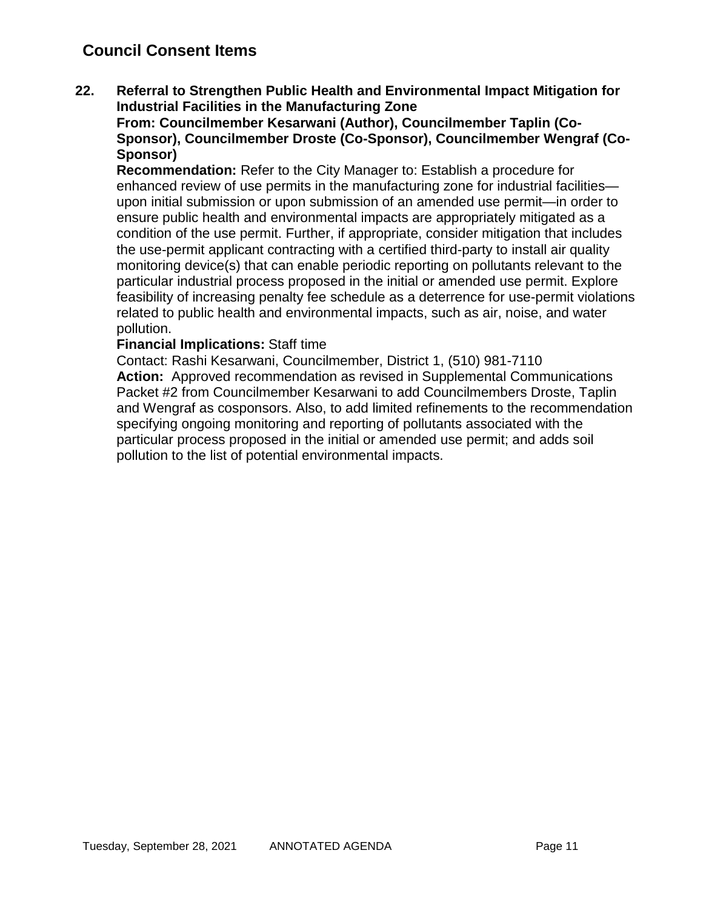## Council Consent Items

**22. Referral to Strengthen Public Health and Environmental Impact Mitigation for Industrial Facilities in the Manufacturing Zone**
**From: Councilmember Kesarwani (Author), Councilmember Taplin (Co-Sponsor), Councilmember Droste (Co-Sponsor), Councilmember Wengraf (Co-Sponsor)**

**Recommendation:** Refer to the City Manager to: Establish a procedure for enhanced review of use permits in the manufacturing zone for industrial facilities—upon initial submission or upon submission of an amended use permit—in order to ensure public health and environmental impacts are appropriately mitigated as a condition of the use permit. Further, if appropriate, consider mitigation that includes the use-permit applicant contracting with a certified third-party to install air quality monitoring device(s) that can enable periodic reporting on pollutants relevant to the particular industrial process proposed in the initial or amended use permit. Explore feasibility of increasing penalty fee schedule as a deterrence for use-permit violations related to public health and environmental impacts, such as air, noise, and water pollution.

**Financial Implications:** Staff time

Contact: Rashi Kesarwani, Councilmember, District 1, (510) 981-7110

**Action:** Approved recommendation as revised in Supplemental Communications Packet #2 from Councilmember Kesarwani to add Councilmembers Droste, Taplin and Wengraf as cosponsors. Also, to add limited refinements to the recommendation specifying ongoing monitoring and reporting of pollutants associated with the particular process proposed in the initial or amended use permit; and adds soil pollution to the list of potential environmental impacts.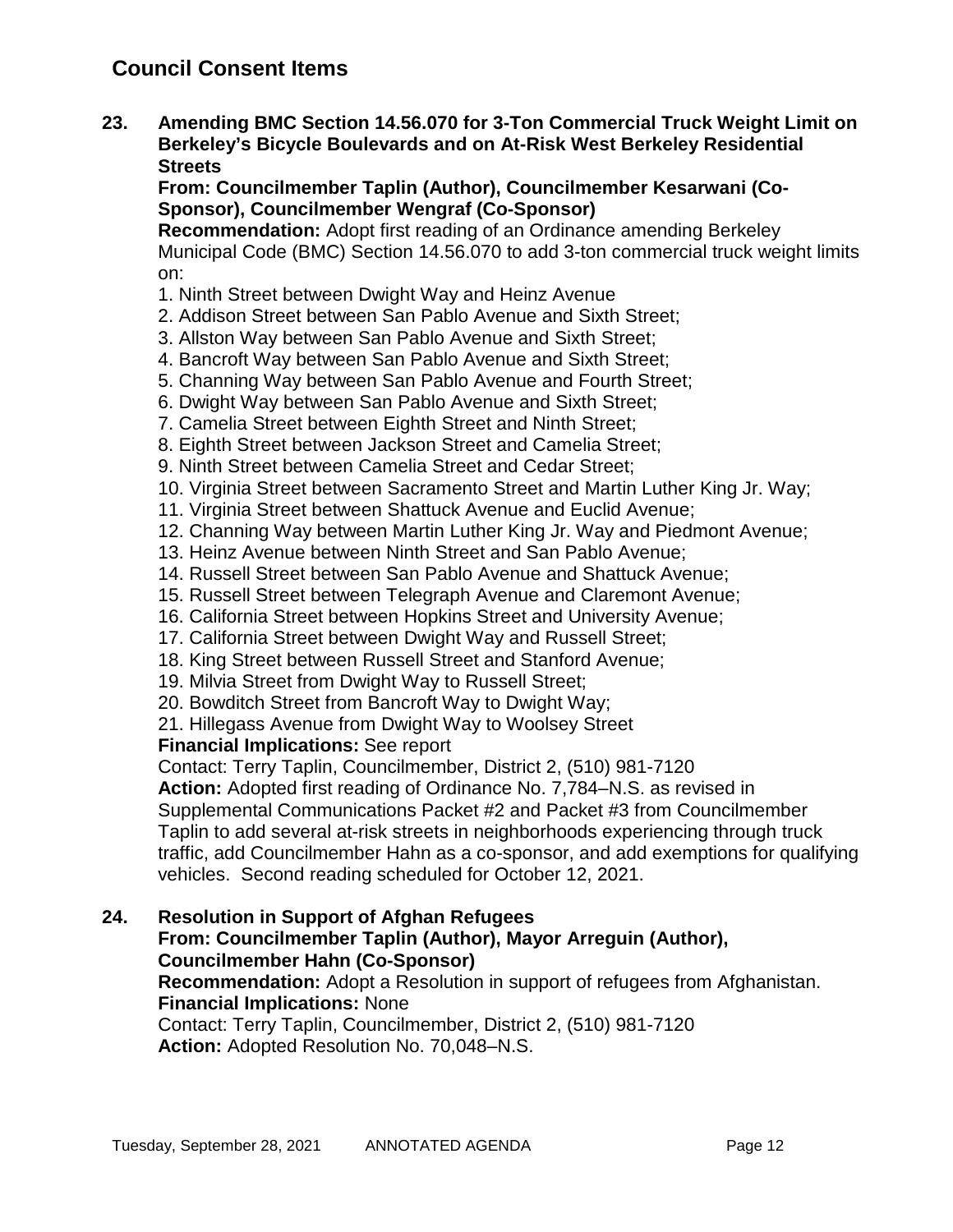## Council Consent Items

**23. Amending BMC Section 14.56.070 for 3-Ton Commercial Truck Weight Limit on Berkeley's Bicycle Boulevards and on At-Risk West Berkeley Residential Streets**

**From: Councilmember Taplin (Author), Councilmember Kesarwani (Co-Sponsor), Councilmember Wengraf (Co-Sponsor)**

**Recommendation:** Adopt first reading of an Ordinance amending Berkeley Municipal Code (BMC) Section 14.56.070 to add 3-ton commercial truck weight limits on:

1. Ninth Street between Dwight Way and Heinz Avenue
2. Addison Street between San Pablo Avenue and Sixth Street;
3. Allston Way between San Pablo Avenue and Sixth Street;
4. Bancroft Way between San Pablo Avenue and Sixth Street;
5. Channing Way between San Pablo Avenue and Fourth Street;
6. Dwight Way between San Pablo Avenue and Sixth Street;
7. Camelia Street between Eighth Street and Ninth Street;
8. Eighth Street between Jackson Street and Camelia Street;
9. Ninth Street between Camelia Street and Cedar Street;
10. Virginia Street between Sacramento Street and Martin Luther King Jr. Way;
11. Virginia Street between Shattuck Avenue and Euclid Avenue;
12. Channing Way between Martin Luther King Jr. Way and Piedmont Avenue;
13. Heinz Avenue between Ninth Street and San Pablo Avenue;
14. Russell Street between San Pablo Avenue and Shattuck Avenue;
15. Russell Street between Telegraph Avenue and Claremont Avenue;
16. California Street between Hopkins Street and University Avenue;
17. California Street between Dwight Way and Russell Street;
18. King Street between Russell Street and Stanford Avenue;
19. Milvia Street from Dwight Way to Russell Street;
20. Bowditch Street from Bancroft Way to Dwight Way;
21. Hillegass Avenue from Dwight Way to Woolsey Street

**Financial Implications:** See report

Contact: Terry Taplin, Councilmember, District 2, (510) 981-7120

**Action:** Adopted first reading of Ordinance No. 7,784–N.S. as revised in Supplemental Communications Packet #2 and Packet #3 from Councilmember Taplin to add several at-risk streets in neighborhoods experiencing through truck traffic, add Councilmember Hahn as a co-sponsor, and add exemptions for qualifying vehicles. Second reading scheduled for October 12, 2021.

**24. Resolution in Support of Afghan Refugees**

**From: Councilmember Taplin (Author), Mayor Arreguin (Author), Councilmember Hahn (Co-Sponsor)**

**Recommendation:** Adopt a Resolution in support of refugees from Afghanistan.

**Financial Implications:** None

Contact: Terry Taplin, Councilmember, District 2, (510) 981-7120

**Action:** Adopted Resolution No. 70,048–N.S.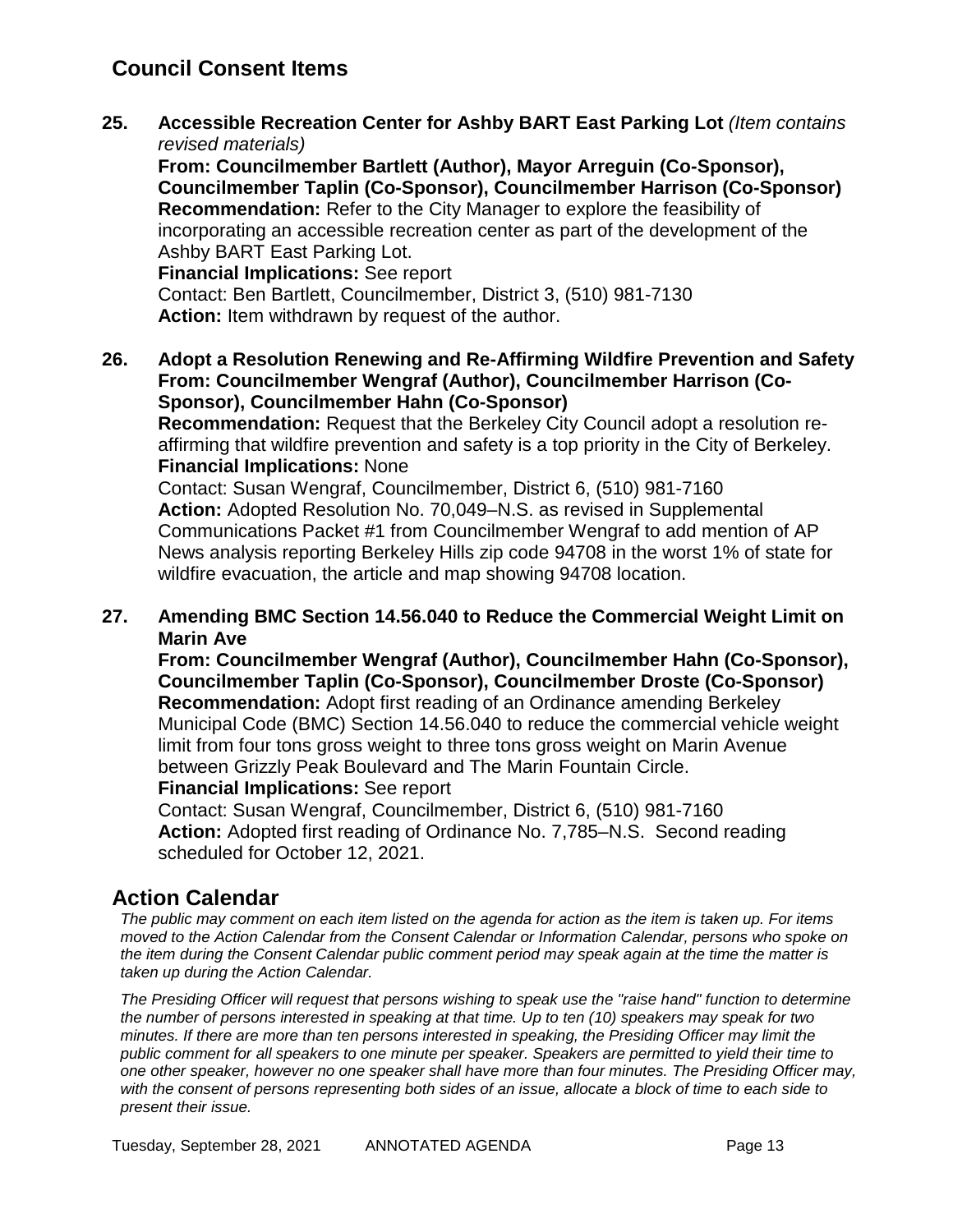## Council Consent Items

**25. Accessible Recreation Center for Ashby BART East Parking Lot** *(Item contains revised materials)*
**From: Councilmember Bartlett (Author), Mayor Arreguin (Co-Sponsor), Councilmember Taplin (Co-Sponsor), Councilmember Harrison (Co-Sponsor)**
**Recommendation:** Refer to the City Manager to explore the feasibility of incorporating an accessible recreation center as part of the development of the Ashby BART East Parking Lot.
**Financial Implications:** See report
Contact: Ben Bartlett, Councilmember, District 3, (510) 981-7130
**Action:** Item withdrawn by request of the author.

**26. Adopt a Resolution Renewing and Re-Affirming Wildfire Prevention and Safety**
**From: Councilmember Wengraf (Author), Councilmember Harrison (Co-Sponsor), Councilmember Hahn (Co-Sponsor)**
**Recommendation:** Request that the Berkeley City Council adopt a resolution re-affirming that wildfire prevention and safety is a top priority in the City of Berkeley.
**Financial Implications:** None
Contact: Susan Wengraf, Councilmember, District 6, (510) 981-7160
**Action:** Adopted Resolution No. 70,049–N.S. as revised in Supplemental Communications Packet #1 from Councilmember Wengraf to add mention of AP News analysis reporting Berkeley Hills zip code 94708 in the worst 1% of state for wildfire evacuation, the article and map showing 94708 location.

**27. Amending BMC Section 14.56.040 to Reduce the Commercial Weight Limit on Marin Ave**
**From: Councilmember Wengraf (Author), Councilmember Hahn (Co-Sponsor), Councilmember Taplin (Co-Sponsor), Councilmember Droste (Co-Sponsor)**
**Recommendation:** Adopt first reading of an Ordinance amending Berkeley Municipal Code (BMC) Section 14.56.040 to reduce the commercial vehicle weight limit from four tons gross weight to three tons gross weight on Marin Avenue between Grizzly Peak Boulevard and The Marin Fountain Circle.
**Financial Implications:** See report
Contact: Susan Wengraf, Councilmember, District 6, (510) 981-7160
**Action:** Adopted first reading of Ordinance No. 7,785–N.S. Second reading scheduled for October 12, 2021.

## Action Calendar

*The public may comment on each item listed on the agenda for action as the item is taken up. For items moved to the Action Calendar from the Consent Calendar or Information Calendar, persons who spoke on the item during the Consent Calendar public comment period may speak again at the time the matter is taken up during the Action Calendar.*

*The Presiding Officer will request that persons wishing to speak use the "raise hand" function to determine the number of persons interested in speaking at that time. Up to ten (10) speakers may speak for two minutes. If there are more than ten persons interested in speaking, the Presiding Officer may limit the public comment for all speakers to one minute per speaker. Speakers are permitted to yield their time to one other speaker, however no one speaker shall have more than four minutes. The Presiding Officer may, with the consent of persons representing both sides of an issue, allocate a block of time to each side to present their issue.*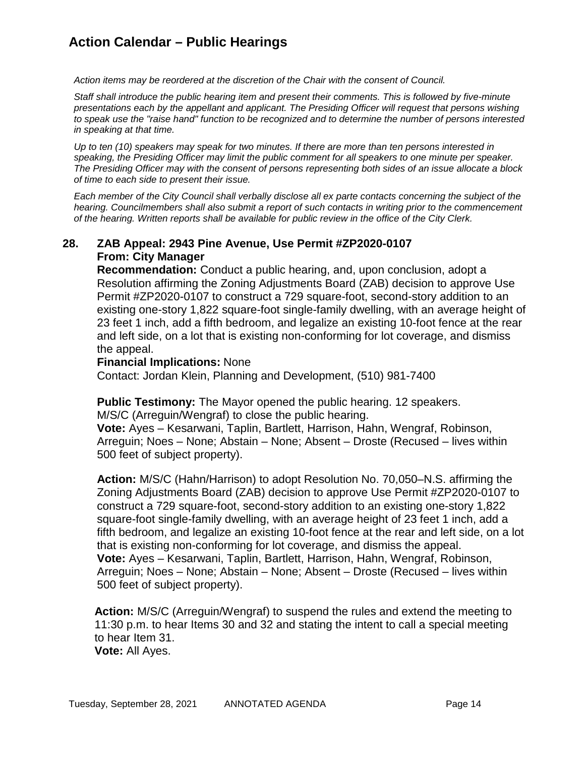# Action Calendar – Public Hearings

*Action items may be reordered at the discretion of the Chair with the consent of Council.*

*Staff shall introduce the public hearing item and present their comments. This is followed by five-minute presentations each by the appellant and applicant. The Presiding Officer will request that persons wishing to speak use the "raise hand" function to be recognized and to determine the number of persons interested in speaking at that time.*

*Up to ten (10) speakers may speak for two minutes. If there are more than ten persons interested in speaking, the Presiding Officer may limit the public comment for all speakers to one minute per speaker. The Presiding Officer may with the consent of persons representing both sides of an issue allocate a block of time to each side to present their issue.*

*Each member of the City Council shall verbally disclose all ex parte contacts concerning the subject of the hearing. Councilmembers shall also submit a report of such contacts in writing prior to the commencement of the hearing. Written reports shall be available for public review in the office of the City Clerk.*

**28. ZAB Appeal: 2943 Pine Avenue, Use Permit #ZP2020-0107**
**From: City Manager**

**Recommendation:** Conduct a public hearing, and, upon conclusion, adopt a Resolution affirming the Zoning Adjustments Board (ZAB) decision to approve Use Permit #ZP2020-0107 to construct a 729 square-foot, second-story addition to an existing one-story 1,822 square-foot single-family dwelling, with an average height of 23 feet 1 inch, add a fifth bedroom, and legalize an existing 10-foot fence at the rear and left side, on a lot that is existing non-conforming for lot coverage, and dismiss the appeal.

**Financial Implications:** None

Contact: Jordan Klein, Planning and Development, (510) 981-7400

**Public Testimony:** The Mayor opened the public hearing. 12 speakers.
M/S/C (Arreguin/Wengraf) to close the public hearing.
**Vote:** Ayes – Kesarwani, Taplin, Bartlett, Harrison, Hahn, Wengraf, Robinson, Arreguin; Noes – None; Abstain – None; Absent – Droste (Recused – lives within 500 feet of subject property).

**Action:** M/S/C (Hahn/Harrison) to adopt Resolution No. 70,050–N.S. affirming the Zoning Adjustments Board (ZAB) decision to approve Use Permit #ZP2020-0107 to construct a 729 square-foot, second-story addition to an existing one-story 1,822 square-foot single-family dwelling, with an average height of 23 feet 1 inch, add a fifth bedroom, and legalize an existing 10-foot fence at the rear and left side, on a lot that is existing non-conforming for lot coverage, and dismiss the appeal.
**Vote:** Ayes – Kesarwani, Taplin, Bartlett, Harrison, Hahn, Wengraf, Robinson, Arreguin; Noes – None; Abstain – None; Absent – Droste (Recused – lives within 500 feet of subject property).

**Action:** M/S/C (Arreguin/Wengraf) to suspend the rules and extend the meeting to 11:30 p.m. to hear Items 30 and 32 and stating the intent to call a special meeting to hear Item 31.
**Vote:** All Ayes.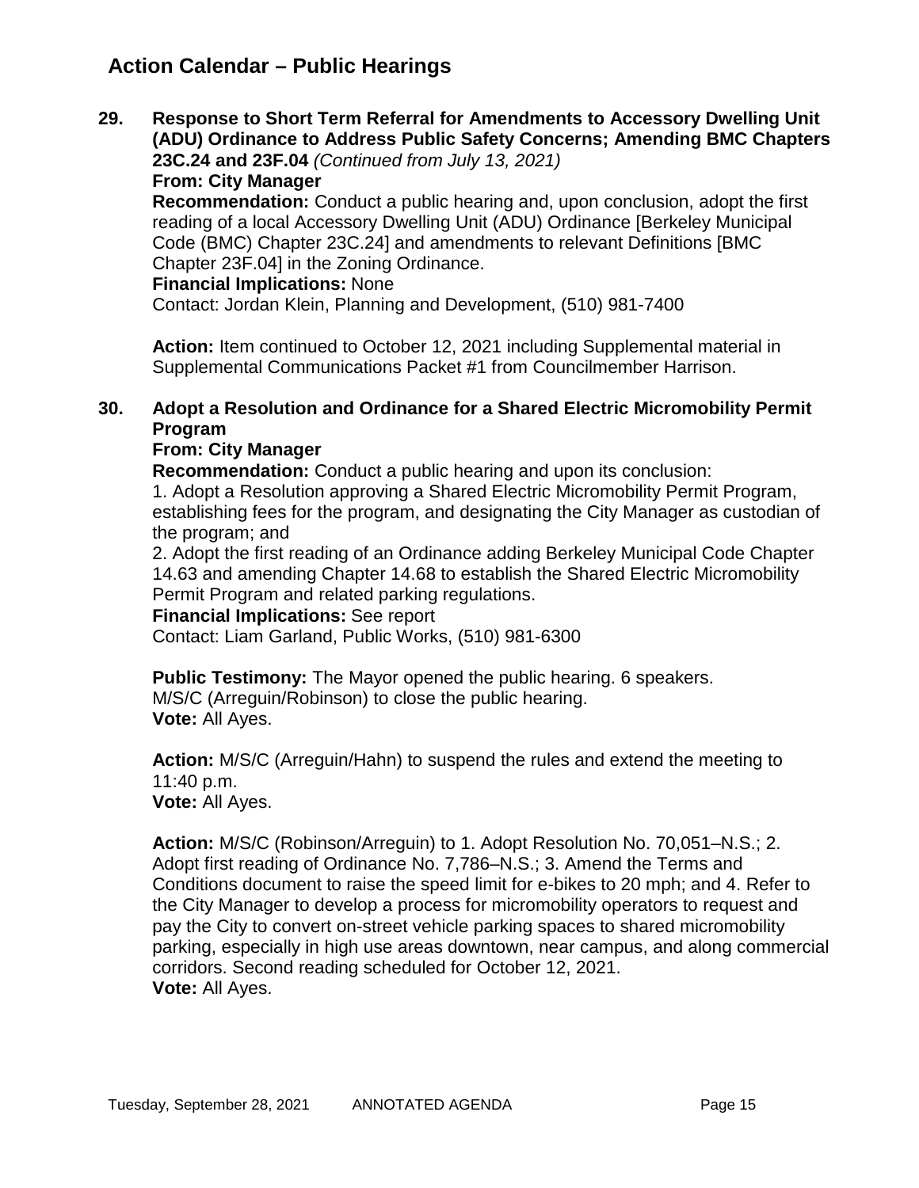## Action Calendar – Public Hearings

**29. Response to Short Term Referral for Amendments to Accessory Dwelling Unit (ADU) Ordinance to Address Public Safety Concerns; Amending BMC Chapters 23C.24 and 23F.04** *(Continued from July 13, 2021)*
**From: City Manager**
**Recommendation:** Conduct a public hearing and, upon conclusion, adopt the first reading of a local Accessory Dwelling Unit (ADU) Ordinance [Berkeley Municipal Code (BMC) Chapter 23C.24] and amendments to relevant Definitions [BMC Chapter 23F.04] in the Zoning Ordinance.
**Financial Implications:** None
Contact: Jordan Klein, Planning and Development, (510) 981-7400

**Action:** Item continued to October 12, 2021 including Supplemental material in Supplemental Communications Packet #1 from Councilmember Harrison.

**30. Adopt a Resolution and Ordinance for a Shared Electric Micromobility Permit Program**
**From: City Manager**
**Recommendation:** Conduct a public hearing and upon its conclusion:
1. Adopt a Resolution approving a Shared Electric Micromobility Permit Program, establishing fees for the program, and designating the City Manager as custodian of the program; and
2. Adopt the first reading of an Ordinance adding Berkeley Municipal Code Chapter 14.63 and amending Chapter 14.68 to establish the Shared Electric Micromobility Permit Program and related parking regulations.
**Financial Implications:** See report
Contact: Liam Garland, Public Works, (510) 981-6300

**Public Testimony:** The Mayor opened the public hearing. 6 speakers.
M/S/C (Arreguin/Robinson) to close the public hearing.
**Vote:** All Ayes.

**Action:** M/S/C (Arreguin/Hahn) to suspend the rules and extend the meeting to 11:40 p.m.
**Vote:** All Ayes.

**Action:** M/S/C (Robinson/Arreguin) to 1. Adopt Resolution No. 70,051–N.S.; 2. Adopt first reading of Ordinance No. 7,786–N.S.; 3. Amend the Terms and Conditions document to raise the speed limit for e-bikes to 20 mph; and 4. Refer to the City Manager to develop a process for micromobility operators to request and pay the City to convert on-street vehicle parking spaces to shared micromobility parking, especially in high use areas downtown, near campus, and along commercial corridors. Second reading scheduled for October 12, 2021.
**Vote:** All Ayes.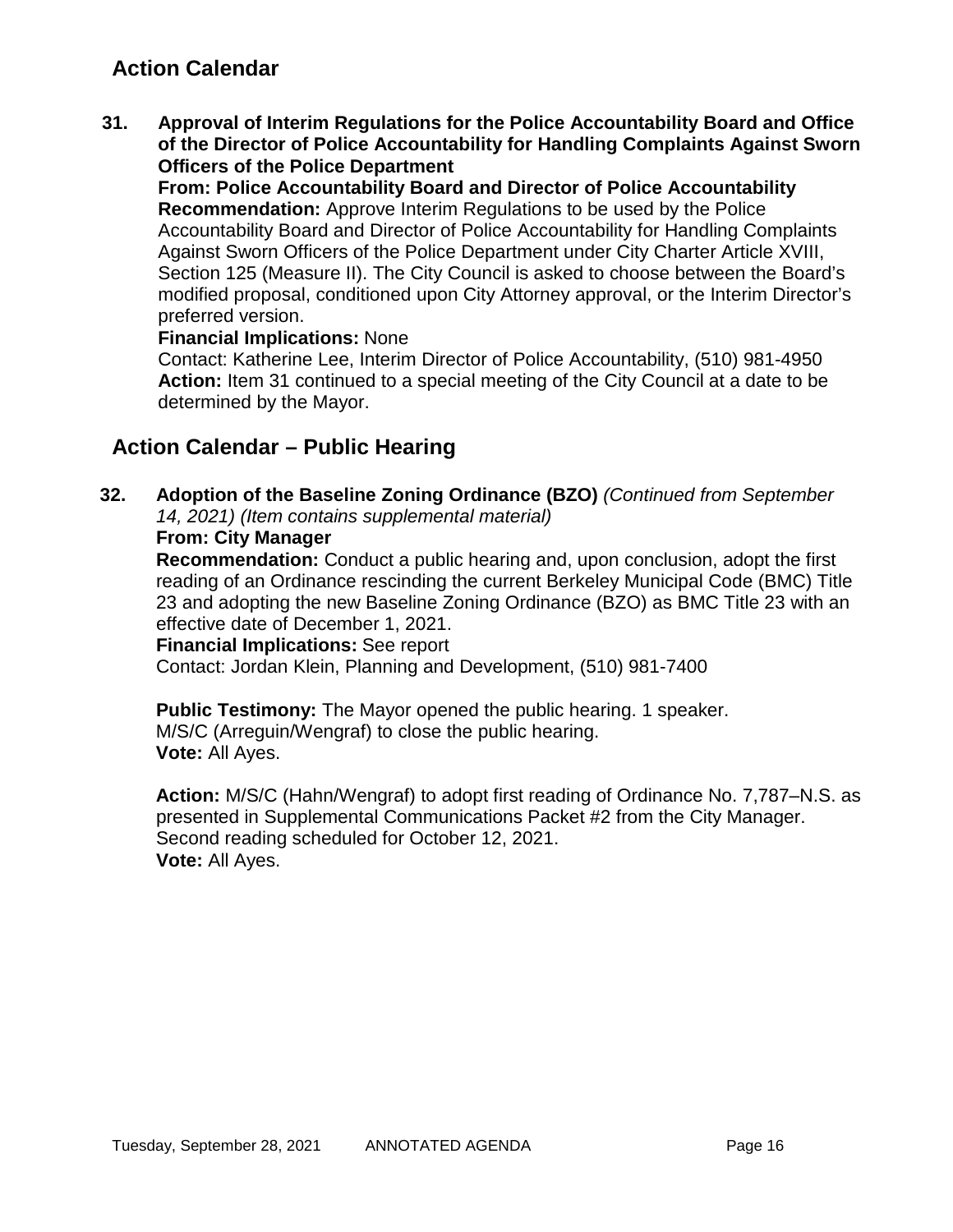## Action Calendar

**31. Approval of Interim Regulations for the Police Accountability Board and Office of the Director of Police Accountability for Handling Complaints Against Sworn Officers of the Police Department**

**From: Police Accountability Board and Director of Police Accountability**

**Recommendation:** Approve Interim Regulations to be used by the Police Accountability Board and Director of Police Accountability for Handling Complaints Against Sworn Officers of the Police Department under City Charter Article XVIII, Section 125 (Measure II). The City Council is asked to choose between the Board's modified proposal, conditioned upon City Attorney approval, or the Interim Director's preferred version.

**Financial Implications:** None

Contact: Katherine Lee, Interim Director of Police Accountability, (510) 981-4950

**Action:** Item 31 continued to a special meeting of the City Council at a date to be determined by the Mayor.

## Action Calendar – Public Hearing

**32. Adoption of the Baseline Zoning Ordinance (BZO)** *(Continued from September 14, 2021) (Item contains supplemental material)*

**From: City Manager**

**Recommendation:** Conduct a public hearing and, upon conclusion, adopt the first reading of an Ordinance rescinding the current Berkeley Municipal Code (BMC) Title 23 and adopting the new Baseline Zoning Ordinance (BZO) as BMC Title 23 with an effective date of December 1, 2021.

**Financial Implications:** See report

Contact: Jordan Klein, Planning and Development, (510) 981-7400

**Public Testimony:** The Mayor opened the public hearing. 1 speaker.
M/S/C (Arreguin/Wengraf) to close the public hearing.
**Vote:** All Ayes.

**Action:** M/S/C (Hahn/Wengraf) to adopt first reading of Ordinance No. 7,787–N.S. as presented in Supplemental Communications Packet #2 from the City Manager. Second reading scheduled for October 12, 2021.
**Vote:** All Ayes.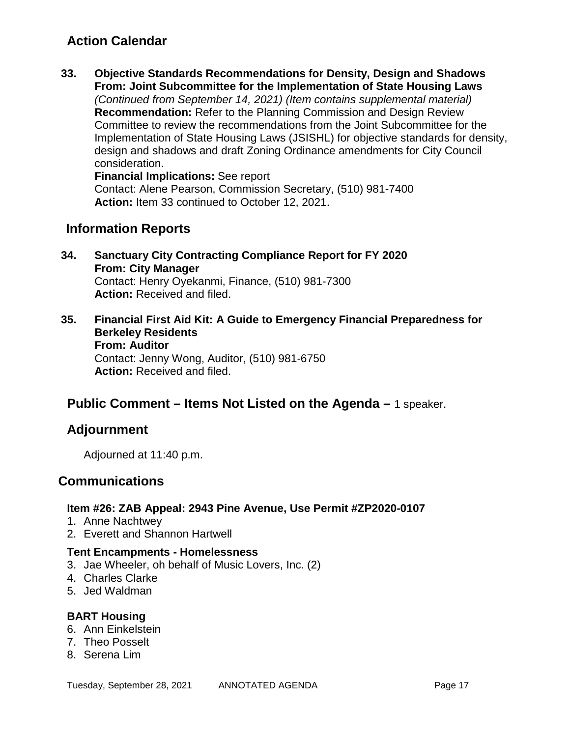## Action Calendar

**33. Objective Standards Recommendations for Density, Design and Shadows**
**From: Joint Subcommittee for the Implementation of State Housing Laws**
*(Continued from September 14, 2021) (Item contains supplemental material)*
**Recommendation:** Refer to the Planning Commission and Design Review Committee to review the recommendations from the Joint Subcommittee for the Implementation of State Housing Laws (JSISHL) for objective standards for density, design and shadows and draft Zoning Ordinance amendments for City Council consideration.
**Financial Implications:** See report
Contact: Alene Pearson, Commission Secretary, (510) 981-7400
**Action:** Item 33 continued to October 12, 2021.

## Information Reports

**34. Sanctuary City Contracting Compliance Report for FY 2020**
**From: City Manager**
Contact: Henry Oyekanmi, Finance, (510) 981-7300
**Action:** Received and filed.

**35. Financial First Aid Kit: A Guide to Emergency Financial Preparedness for Berkeley Residents**
**From: Auditor**
Contact: Jenny Wong, Auditor, (510) 981-6750
**Action:** Received and filed.

## Public Comment – Items Not Listed on the Agenda – 1 speaker.

## Adjournment

Adjourned at 11:40 p.m.

## Communications

**Item #26: ZAB Appeal: 2943 Pine Avenue, Use Permit #ZP2020-0107**

1. Anne Nachtwey
2. Everett and Shannon Hartwell

**Tent Encampments - Homelessness**

3. Jae Wheeler, oh behalf of Music Lovers, Inc. (2)
4. Charles Clarke
5. Jed Waldman

**BART Housing**

6. Ann Einkelstein
7. Theo Posselt
8. Serena Lim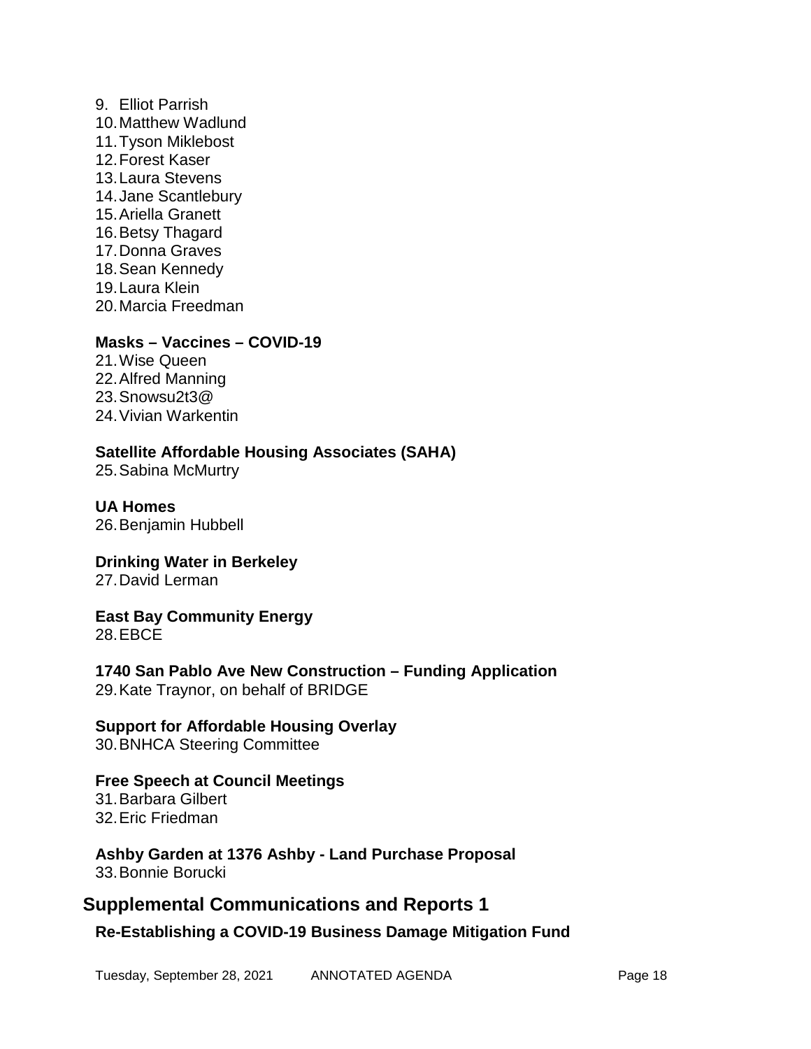9. Elliot Parrish
10. Matthew Wadlund
11. Tyson Miklebost
12. Forest Kaser
13. Laura Stevens
14. Jane Scantlebury
15. Ariella Granett
16. Betsy Thagard
17. Donna Graves
18. Sean Kennedy
19. Laura Klein
20. Marcia Freedman

**Masks – Vaccines – COVID-19**

21. Wise Queen
22. Alfred Manning
23. Snowsu2t3@
24. Vivian Warkentin

**Satellite Affordable Housing Associates (SAHA)**

25. Sabina McMurtry

**UA Homes**

26. Benjamin Hubbell

**Drinking Water in Berkeley**

27. David Lerman

**East Bay Community Energy**

28. EBCE

**1740 San Pablo Ave New Construction – Funding Application**

29. Kate Traynor, on behalf of BRIDGE

**Support for Affordable Housing Overlay**

30. BNHCA Steering Committee

**Free Speech at Council Meetings**

31. Barbara Gilbert
32. Eric Friedman

**Ashby Garden at 1376 Ashby - Land Purchase Proposal**

33. Bonnie Borucki

## Supplemental Communications and Reports 1

**Re-Establishing a COVID-19 Business Damage Mitigation Fund**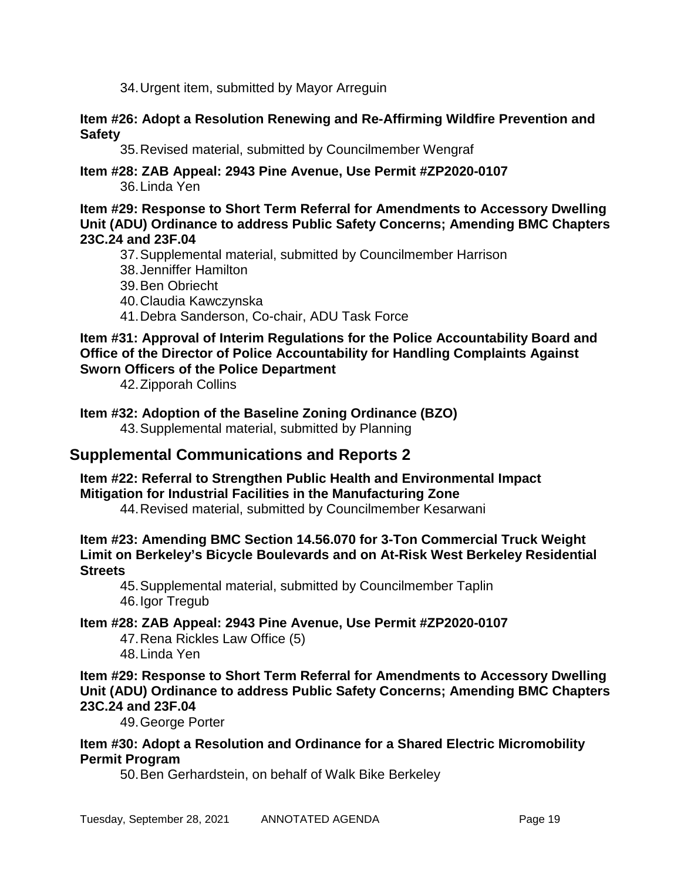34. Urgent item, submitted by Mayor Arreguin

**Item #26: Adopt a Resolution Renewing and Re-Affirming Wildfire Prevention and Safety**

35. Revised material, submitted by Councilmember Wengraf

**Item #28: ZAB Appeal: 2943 Pine Avenue, Use Permit #ZP2020-0107**

36. Linda Yen

**Item #29: Response to Short Term Referral for Amendments to Accessory Dwelling Unit (ADU) Ordinance to address Public Safety Concerns; Amending BMC Chapters 23C.24 and 23F.04**

37. Supplemental material, submitted by Councilmember Harrison
38. Jenniffer Hamilton
39. Ben Obriecht
40. Claudia Kawczynska
41. Debra Sanderson, Co-chair, ADU Task Force

**Item #31: Approval of Interim Regulations for the Police Accountability Board and Office of the Director of Police Accountability for Handling Complaints Against Sworn Officers of the Police Department**

42. Zipporah Collins

**Item #32: Adoption of the Baseline Zoning Ordinance (BZO)**

43. Supplemental material, submitted by Planning

## Supplemental Communications and Reports 2

**Item #22: Referral to Strengthen Public Health and Environmental Impact Mitigation for Industrial Facilities in the Manufacturing Zone**

44. Revised material, submitted by Councilmember Kesarwani

**Item #23: Amending BMC Section 14.56.070 for 3-Ton Commercial Truck Weight Limit on Berkeley's Bicycle Boulevards and on At-Risk West Berkeley Residential Streets**

45. Supplemental material, submitted by Councilmember Taplin
46. Igor Tregub

**Item #28: ZAB Appeal: 2943 Pine Avenue, Use Permit #ZP2020-0107**

47. Rena Rickles Law Office (5)
48. Linda Yen

**Item #29: Response to Short Term Referral for Amendments to Accessory Dwelling Unit (ADU) Ordinance to address Public Safety Concerns; Amending BMC Chapters 23C.24 and 23F.04**

49. George Porter

**Item #30: Adopt a Resolution and Ordinance for a Shared Electric Micromobility Permit Program**

50. Ben Gerhardstein, on behalf of Walk Bike Berkeley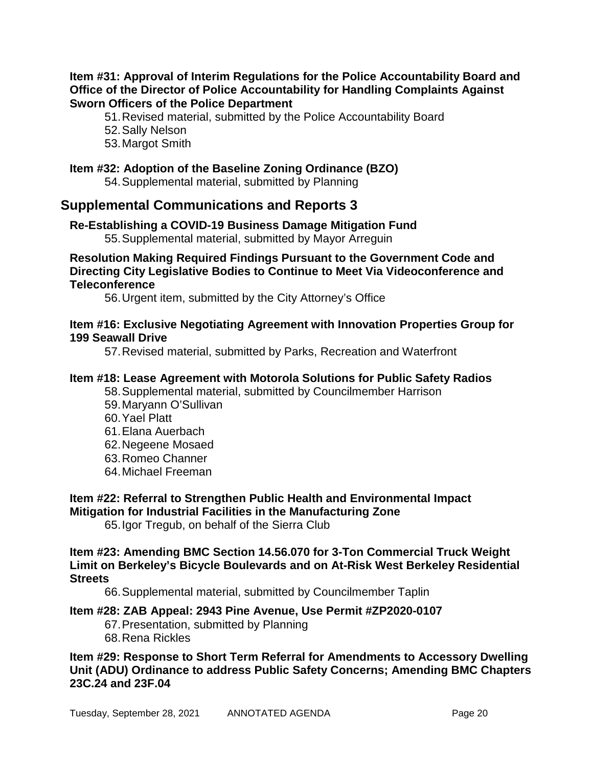**Item #31: Approval of Interim Regulations for the Police Accountability Board and Office of the Director of Police Accountability for Handling Complaints Against Sworn Officers of the Police Department**

51. Revised material, submitted by the Police Accountability Board
52. Sally Nelson
53. Margot Smith

**Item #32: Adoption of the Baseline Zoning Ordinance (BZO)**

54. Supplemental material, submitted by Planning

## Supplemental Communications and Reports 3

**Re-Establishing a COVID-19 Business Damage Mitigation Fund**

55. Supplemental material, submitted by Mayor Arreguin

**Resolution Making Required Findings Pursuant to the Government Code and Directing City Legislative Bodies to Continue to Meet Via Videoconference and Teleconference**

56. Urgent item, submitted by the City Attorney's Office

**Item #16: Exclusive Negotiating Agreement with Innovation Properties Group for 199 Seawall Drive**

57. Revised material, submitted by Parks, Recreation and Waterfront

**Item #18: Lease Agreement with Motorola Solutions for Public Safety Radios**

58. Supplemental material, submitted by Councilmember Harrison
59. Maryann O'Sullivan
60. Yael Platt
61. Elana Auerbach
62. Negeene Mosaed
63. Romeo Channer
64. Michael Freeman

**Item #22: Referral to Strengthen Public Health and Environmental Impact Mitigation for Industrial Facilities in the Manufacturing Zone**

65. Igor Tregub, on behalf of the Sierra Club

**Item #23: Amending BMC Section 14.56.070 for 3-Ton Commercial Truck Weight Limit on Berkeley's Bicycle Boulevards and on At-Risk West Berkeley Residential Streets**

66. Supplemental material, submitted by Councilmember Taplin

**Item #28: ZAB Appeal: 2943 Pine Avenue, Use Permit #ZP2020-0107**

67. Presentation, submitted by Planning
68. Rena Rickles

**Item #29: Response to Short Term Referral for Amendments to Accessory Dwelling Unit (ADU) Ordinance to address Public Safety Concerns; Amending BMC Chapters 23C.24 and 23F.04**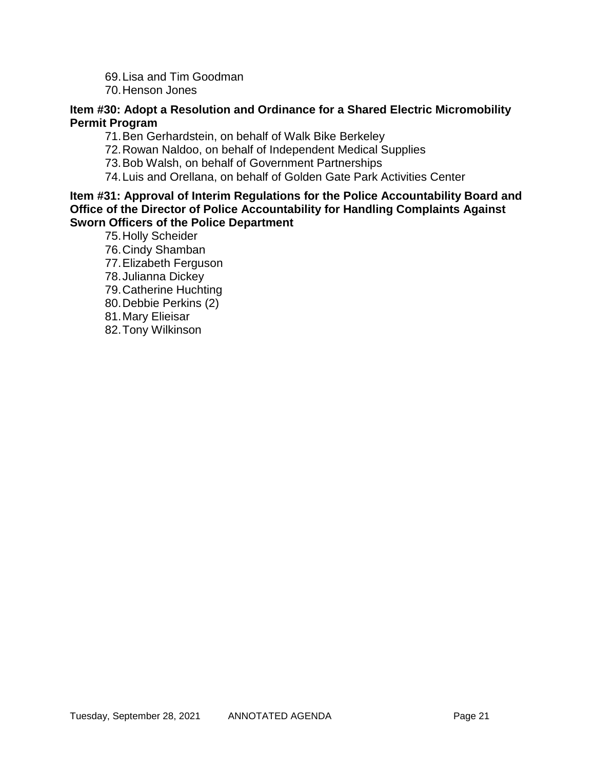69. Lisa and Tim Goodman
70. Henson Jones

**Item #30: Adopt a Resolution and Ordinance for a Shared Electric Micromobility Permit Program**

71. Ben Gerhardstein, on behalf of Walk Bike Berkeley
72. Rowan Naldoo, on behalf of Independent Medical Supplies
73. Bob Walsh, on behalf of Government Partnerships
74. Luis and Orellana, on behalf of Golden Gate Park Activities Center

**Item #31: Approval of Interim Regulations for the Police Accountability Board and Office of the Director of Police Accountability for Handling Complaints Against Sworn Officers of the Police Department**

75. Holly Scheider
76. Cindy Shamban
77. Elizabeth Ferguson
78. Julianna Dickey
79. Catherine Huchting
80. Debbie Perkins (2)
81. Mary Elieisar
82. Tony Wilkinson